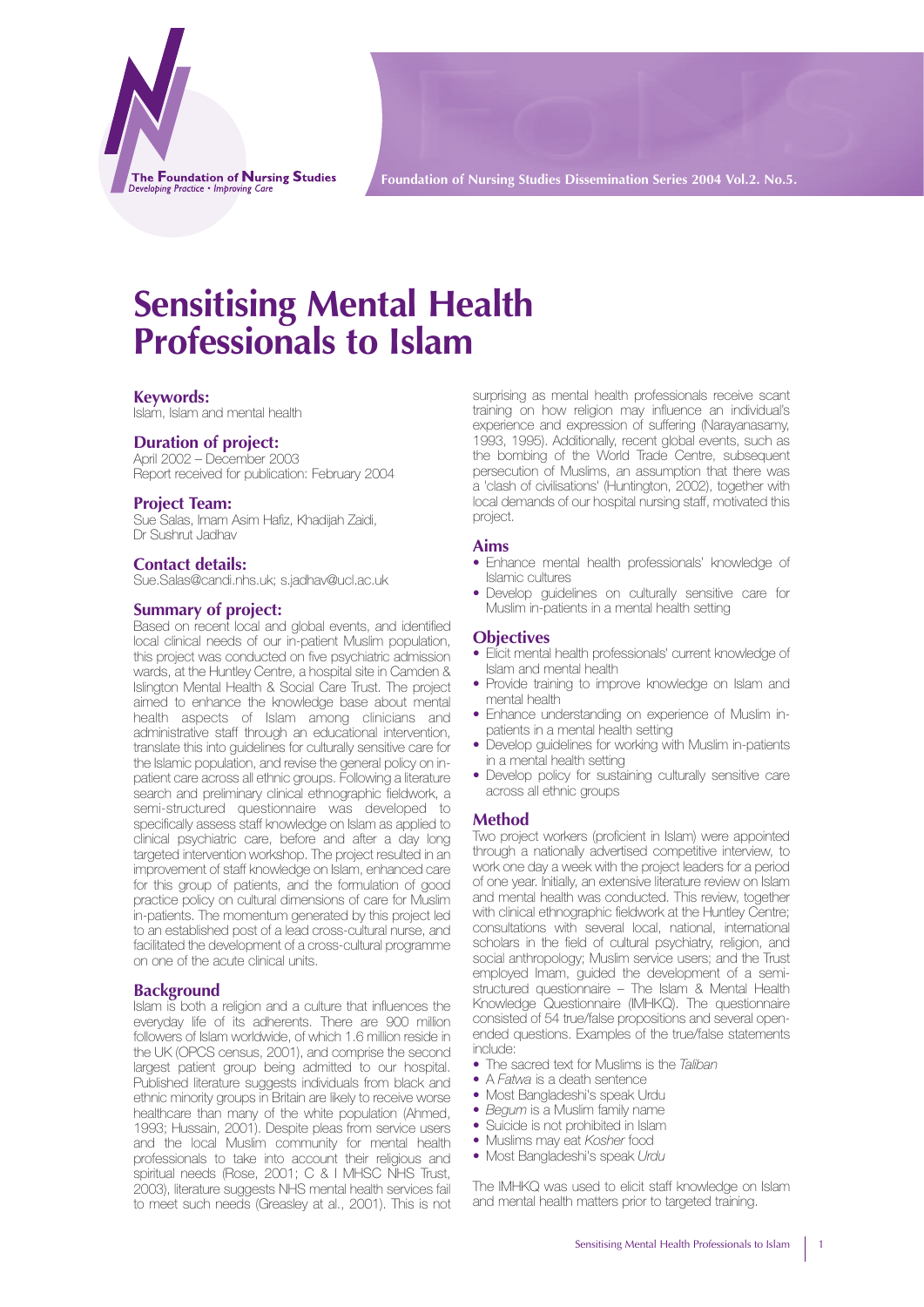# Sensitising Mental Health Professionals to Islam

**Keywords:**
Islam, Islam and mental health

**Duration of project:**
April 2002 – December 2003
Report received for publication: February 2004

**Project Team:**
Sue Salas, Imam Asim Hafiz, Khadijah Zaidi, Dr Sushrut Jadhav

**Contact details:**
Sue.Salas@candi.nhs.uk; s.jadhav@ucl.ac.uk

## Summary of project:

Based on recent local and global events, and identified local clinical needs of our in-patient Muslim population, this project was conducted on five psychiatric admission wards, at the Huntley Centre, a hospital site in Camden & Islington Mental Health & Social Care Trust. The project aimed to enhance the knowledge base about mental health aspects of Islam among clinicians and administrative staff through an educational intervention, translate this into guidelines for culturally sensitive care for the Islamic population, and revise the general policy on in-patient care across all ethnic groups. Following a literature search and preliminary clinical ethnographic fieldwork, a semi-structured questionnaire was developed to specifically assess staff knowledge on Islam as applied to clinical psychiatric care, before and after a day long targeted intervention workshop. The project resulted in an improvement of staff knowledge on Islam, enhanced care for this group of patients, and the formulation of good practice policy on cultural dimensions of care for Muslim in-patients. The momentum generated by this project led to an established post of a lead cross-cultural nurse, and facilitated the development of a cross-cultural programme on one of the acute clinical units.

## Background

Islam is both a religion and a culture that influences the everyday life of its adherents. There are 900 million followers of Islam worldwide, of which 1.6 million reside in the UK (OPCS census, 2001), and comprise the second largest patient group being admitted to our hospital. Published literature suggests individuals from black and ethnic minority groups in Britain are likely to receive worse healthcare than many of the white population (Ahmed, 1993; Hussain, 2001). Despite pleas from service users and the local Muslim community for mental health professionals to take into account their religious and spiritual needs (Rose, 2001; C & I MHSC NHS Trust, 2003), literature suggests NHS mental health services fail to meet such needs (Greasley at al., 2001). This is not surprising as mental health professionals receive scant training on how religion may influence an individual's experience and expression of suffering (Narayanasamy, 1993, 1995). Additionally, recent global events, such as the bombing of the World Trade Centre, subsequent persecution of Muslims, an assumption that there was a 'clash of civilisations' (Huntington, 2002), together with local demands of our hospital nursing staff, motivated this project.

## Aims

- Enhance mental health professionals' knowledge of Islamic cultures
- Develop guidelines on culturally sensitive care for Muslim in-patients in a mental health setting

## Objectives

- Elicit mental health professionals' current knowledge of Islam and mental health
- Provide training to improve knowledge on Islam and mental health
- Enhance understanding on experience of Muslim in-patients in a mental health setting
- Develop guidelines for working with Muslim in-patients in a mental health setting
- Develop policy for sustaining culturally sensitive care across all ethnic groups

## Method

Two project workers (proficient in Islam) were appointed through a nationally advertised competitive interview, to work one day a week with the project leaders for a period of one year. Initially, an extensive literature review on Islam and mental health was conducted. This review, together with clinical ethnographic fieldwork at the Huntley Centre; consultations with several local, national, international scholars in the field of cultural psychiatry, religion, and social anthropology; Muslim service users; and the Trust employed Imam, guided the development of a semi-structured questionnaire – The Islam & Mental Health Knowledge Questionnaire (IMHKQ). The questionnaire consisted of 54 true/false propositions and several open-ended questions. Examples of the true/false statements include:

- The sacred text for Muslims is the *Taliban*
- A *Fatwa* is a death sentence
- Most Bangladeshi's speak Urdu
- *Begum* is a Muslim family name
- Suicide is not prohibited in Islam
- Muslims may eat *Kosher* food
- Most Bangladeshi's speak *Urdu*

The IMHKQ was used to elicit staff knowledge on Islam and mental health matters prior to targeted training.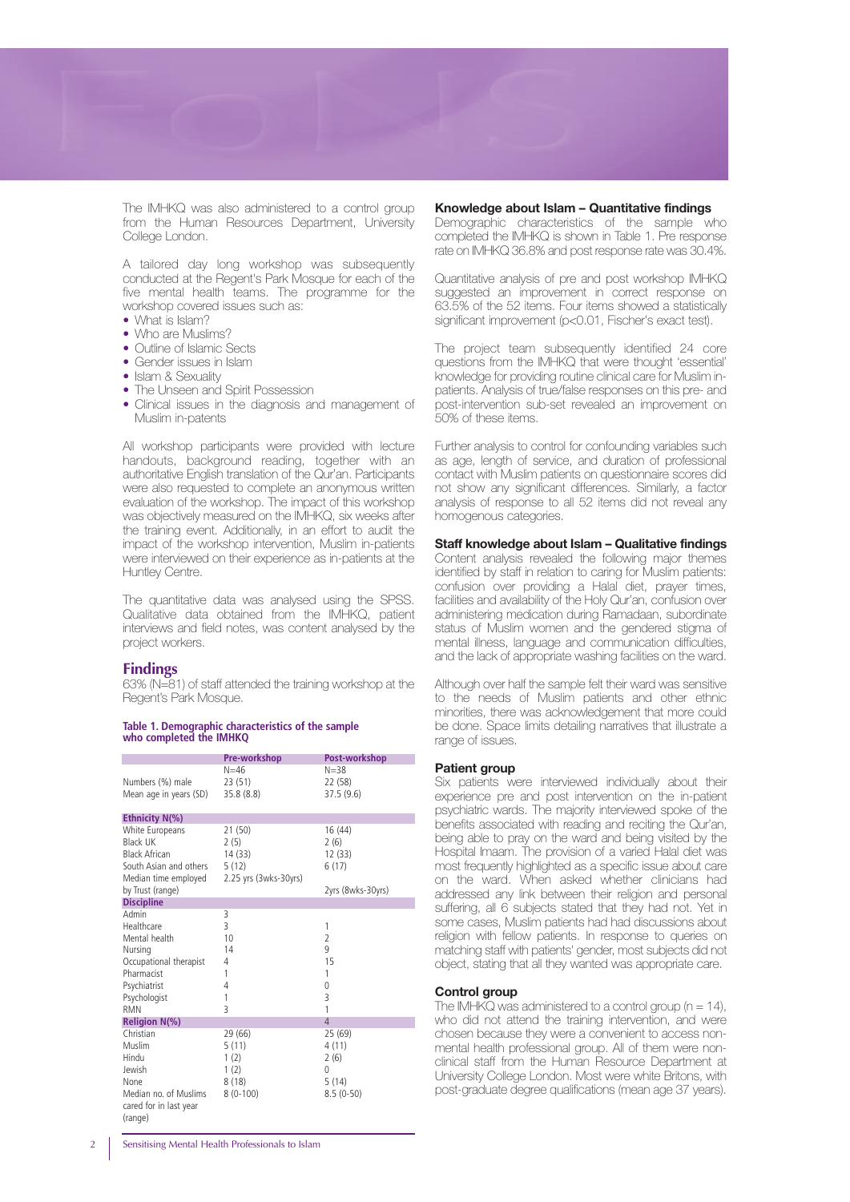The IMHKQ was also administered to a control group from the Human Resources Department, University College London.

A tailored day long workshop was subsequently conducted at the Regent's Park Mosque for each of the five mental health teams. The programme for the workshop covered issues such as:

- What is Islam?
- Who are Muslims?
- Outline of Islamic Sects
- Gender issues in Islam
- Islam & Sexuality
- The Unseen and Spirit Possession
- Clinical issues in the diagnosis and management of Muslim in-patents

All workshop participants were provided with lecture handouts, background reading, together with an authoritative English translation of the Qur'an. Participants were also requested to complete an anonymous written evaluation of the workshop. The impact of this workshop was objectively measured on the IMHKQ, six weeks after the training event. Additionally, in an effort to audit the impact of the workshop intervention, Muslim in-patients were interviewed on their experience as in-patients at the Huntley Centre.

The quantitative data was analysed using the SPSS. Qualitative data obtained from the IMHKQ, patient interviews and field notes, was content analysed by the project workers.

## Findings

63% (N=81) of staff attended the training workshop at the Regent's Park Mosque.

**Table 1. Demographic characteristics of the sample who completed the IMHKQ**

| | Pre-workshop | Post-workshop |
|---|---|---|
| | N=46 | N=38 |
| Numbers (%) male | 23 (51) | 22 (58) |
| Mean age in years (SD) | 35.8 (8.8) | 37.5 (9.6) |
| **Ethnicity N(%)** | | |
| White Europeans | 21 (50) | 16 (44) |
| Black UK | 2 (5) | 2 (6) |
| Black African | 14 (33) | 12 (33) |
| South Asian and others | 5 (12) | 6 (17) |
| Median time employed by Trust (range) | 2.25 yrs (3wks-30yrs) | 2yrs (8wks-30yrs) |
| **Discipline** | | |
| Admin | 3 | |
| Healthcare | 3 | 1 |
| Mental health | 10 | 2 |
| Nursing | 14 | 9 |
| Occupational therapist | 4 | 15 |
| Pharmacist | 1 | 1 |
| Psychiatrist | 4 | 0 |
| Psychologist | 1 | 3 |
| RMN | 3 | 1 |
| **Religion N(%)** | | 4 |
| Christian | 29 (66) | 25 (69) |
| Muslim | 5 (11) | 4 (11) |
| Hindu | 1 (2) | 2 (6) |
| Jewish | 1 (2) | 0 |
| None | 8 (18) | 5 (14) |
| Median no. of Muslims cared for in last year (range) | 8 (0-100) | 8.5 (0-50) |

### Knowledge about Islam – Quantitative findings

Demographic characteristics of the sample who completed the IMHKQ is shown in Table 1. Pre response rate on IMHKQ 36.8% and post response rate was 30.4%.

Quantitative analysis of pre and post workshop IMHKQ suggested an improvement in correct response on 63.5% of the 52 items. Four items showed a statistically significant improvement ($p<0.01$, Fischer's exact test).

The project team subsequently identified 24 core questions from the IMHKQ that were thought 'essential' knowledge for providing routine clinical care for Muslim in-patients. Analysis of true/false responses on this pre- and post-intervention sub-set revealed an improvement on 50% of these items.

Further analysis to control for confounding variables such as age, length of service, and duration of professional contact with Muslim patients on questionnaire scores did not show any significant differences. Similarly, a factor analysis of response to all 52 items did not reveal any homogenous categories.

### Staff knowledge about Islam – Qualitative findings

Content analysis revealed the following major themes identified by staff in relation to caring for Muslim patients: confusion over providing a Halal diet, prayer times, facilities and availability of the Holy Qur'an, confusion over administering medication during Ramadaan, subordinate status of Muslim women and the gendered stigma of mental illness, language and communication difficulties, and the lack of appropriate washing facilities on the ward.

Although over half the sample felt their ward was sensitive to the needs of Muslim patients and other ethnic minorities, there was acknowledgement that more could be done. Space limits detailing narratives that illustrate a range of issues.

### Patient group

Six patients were interviewed individually about their experience pre and post intervention on the in-patient psychiatric wards. The majority interviewed spoke of the benefits associated with reading and reciting the Qur'an, being able to pray on the ward and being visited by the Hospital Imaam. The provision of a varied Halal diet was most frequently highlighted as a specific issue about care on the ward. When asked whether clinicians had addressed any link between their religion and personal suffering, all 6 subjects stated that they had not. Yet in some cases, Muslim patients had had discussions about religion with fellow patients. In response to queries on matching staff with patients' gender, most subjects did not object, stating that all they wanted was appropriate care.

### Control group

The IMHKQ was administered to a control group ($n = 14$), who did not attend the training intervention, and were chosen because they were a convenient to access non-mental health professional group. All of them were non-clinical staff from the Human Resource Department at University College London. Most were white Britons, with post-graduate degree qualifications (mean age 37 years).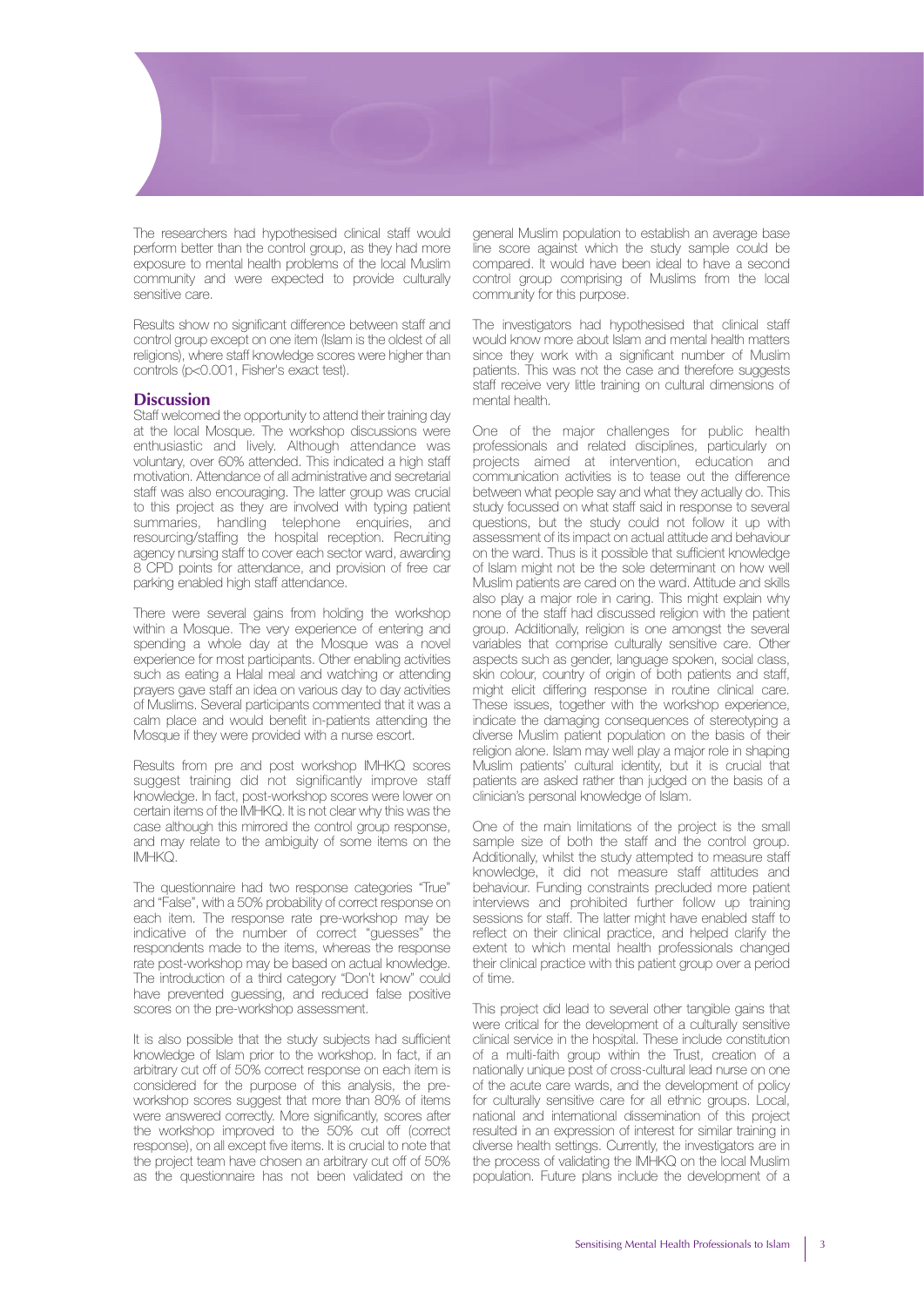The researchers had hypothesised clinical staff would perform better than the control group, as they had more exposure to mental health problems of the local Muslim community and were expected to provide culturally sensitive care.

Results show no significant difference between staff and control group except on one item (Islam is the oldest of all religions), where staff knowledge scores were higher than controls ($p<0.001$, Fisher's exact test).

## Discussion

Staff welcomed the opportunity to attend their training day at the local Mosque. The workshop discussions were enthusiastic and lively. Although attendance was voluntary, over 60% attended. This indicated a high staff motivation. Attendance of all administrative and secretarial staff was also encouraging. The latter group was crucial to this project as they are involved with typing patient summaries, handling telephone enquiries, and resourcing/staffing the hospital reception. Recruiting agency nursing staff to cover each sector ward, awarding 8 CPD points for attendance, and provision of free car parking enabled high staff attendance.

There were several gains from holding the workshop within a Mosque. The very experience of entering and spending a whole day at the Mosque was a novel experience for most participants. Other enabling activities such as eating a Halal meal and watching or attending prayers gave staff an idea on various day to day activities of Muslims. Several participants commented that it was a calm place and would benefit in-patients attending the Mosque if they were provided with a nurse escort.

Results from pre and post workshop IMHKQ scores suggest training did not significantly improve staff knowledge. In fact, post-workshop scores were lower on certain items of the IMHKQ. It is not clear why this was the case although this mirrored the control group response, and may relate to the ambiguity of some items on the IMHKQ.

The questionnaire had two response categories "True" and "False", with a 50% probability of correct response on each item. The response rate pre-workshop may be indicative of the number of correct "guesses" the respondents made to the items, whereas the response rate post-workshop may be based on actual knowledge. The introduction of a third category "Don't know" could have prevented guessing, and reduced false positive scores on the pre-workshop assessment.

It is also possible that the study subjects had sufficient knowledge of Islam prior to the workshop. In fact, if an arbitrary cut off of 50% correct response on each item is considered for the purpose of this analysis, the pre-workshop scores suggest that more than 80% of items were answered correctly. More significantly, scores after the workshop improved to the 50% cut off (correct response), on all except five items. It is crucial to note that the project team have chosen an arbitrary cut off of 50% as the questionnaire has not been validated on the general Muslim population to establish an average base line score against which the study sample could be compared. It would have been ideal to have a second control group comprising of Muslims from the local community for this purpose.

The investigators had hypothesised that clinical staff would know more about Islam and mental health matters since they work with a significant number of Muslim patients. This was not the case and therefore suggests staff receive very little training on cultural dimensions of mental health.

One of the major challenges for public health professionals and related disciplines, particularly on projects aimed at intervention, education and communication activities is to tease out the difference between what people say and what they actually do. This study focussed on what staff said in response to several questions, but the study could not follow it up with assessment of its impact on actual attitude and behaviour on the ward. Thus is it possible that sufficient knowledge of Islam might not be the sole determinant on how well Muslim patients are cared on the ward. Attitude and skills also play a major role in caring. This might explain why none of the staff had discussed religion with the patient group. Additionally, religion is one amongst the several variables that comprise culturally sensitive care. Other aspects such as gender, language spoken, social class, skin colour, country of origin of both patients and staff, might elicit differing response in routine clinical care. These issues, together with the workshop experience, indicate the damaging consequences of stereotyping a diverse Muslim patient population on the basis of their religion alone. Islam may well play a major role in shaping Muslim patients' cultural identity, but it is crucial that patients are asked rather than judged on the basis of a clinician's personal knowledge of Islam.

One of the main limitations of the project is the small sample size of both the staff and the control group. Additionally, whilst the study attempted to measure staff knowledge, it did not measure staff attitudes and behaviour. Funding constraints precluded more patient interviews and prohibited further follow up training sessions for staff. The latter might have enabled staff to reflect on their clinical practice, and helped clarify the extent to which mental health professionals changed their clinical practice with this patient group over a period of time.

This project did lead to several other tangible gains that were critical for the development of a culturally sensitive clinical service in the hospital. These include constitution of a multi-faith group within the Trust, creation of a nationally unique post of cross-cultural lead nurse on one of the acute care wards, and the development of policy for culturally sensitive care for all ethnic groups. Local, national and international dissemination of this project resulted in an expression of interest for similar training in diverse health settings. Currently, the investigators are in the process of validating the IMHKQ on the local Muslim population. Future plans include the development of a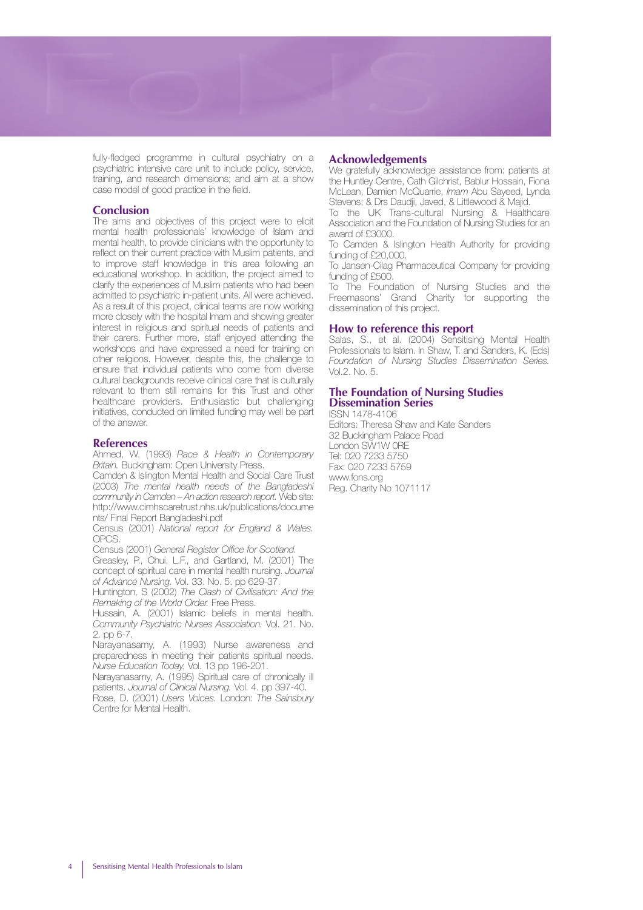fully-fledged programme in cultural psychiatry on a psychiatric intensive care unit to include policy, service, training, and research dimensions; and aim at a show case model of good practice in the field.

## Conclusion

The aims and objectives of this project were to elicit mental health professionals' knowledge of Islam and mental health, to provide clinicians with the opportunity to reflect on their current practice with Muslim patients, and to improve staff knowledge in this area following an educational workshop. In addition, the project aimed to clarify the experiences of Muslim patients who had been admitted to psychiatric in-patient units. All were achieved. As a result of this project, clinical teams are now working more closely with the hospital Imam and showing greater interest in religious and spiritual needs of patients and their carers. Further more, staff enjoyed attending the workshops and have expressed a need for training on other religions. However, despite this, the challenge to ensure that individual patients who come from diverse cultural backgrounds receive clinical care that is culturally relevant to them still remains for this Trust and other healthcare providers. Enthusiastic but challenging initiatives, conducted on limited funding may well be part of the answer.

## References

Ahmed, W. (1993) *Race & Health in Contemporary Britain.* Buckingham: Open University Press.

Camden & Islington Mental Health and Social Care Trust (2003) *The mental health needs of the Bangladeshi community in Camden – An action research report.* Web site: http://www.cimhscaretrust.nhs.uk/publications/documents/ Final Report Bangladeshi.pdf

Census (2001) *National report for England & Wales.* OPCS.

Census (2001) *General Register Office for Scotland.*

Greasley, P., Chui, L.F., and Gartland, M. (2001) The concept of spiritual care in mental health nursing. *Journal of Advance Nursing.* Vol. 33. No. 5. pp 629-37.

Huntington, S (2002) *The Clash of Civilisation: And the Remaking of the World Order.* Free Press.

Hussain, A. (2001) Islamic beliefs in mental health. *Community Psychiatric Nurses Association.* Vol. 21. No. 2. pp 6-7.

Narayanasamy, A. (1993) Nurse awareness and preparedness in meeting their patients spiritual needs. *Nurse Education Today.* Vol. 13 pp 196-201.

Narayanasamy, A. (1995) Spiritual care of chronically ill patients. *Journal of Clinical Nursing.* Vol. 4. pp 397-40.

Rose, D. (2001) *Users Voices.* London: *The Sainsbury* Centre for Mental Health.

## Acknowledgements

We gratefully acknowledge assistance from: patients at the Huntley Centre, Cath Gilchrist, Bablur Hossain, Fiona McLean, Damien McQuarrie, *Imam* Abu Sayeed, Lynda Stevens; & Drs Daudji, Javed, & Littlewood & Majid.

To the UK Trans-cultural Nursing & Healthcare Association and the Foundation of Nursing Studies for an award of £3000.

To Camden & Islington Health Authority for providing funding of £20,000.

To Jansen-Cilag Pharmaceutical Company for providing funding of £500.

To The Foundation of Nursing Studies and the Freemasons' Grand Charity for supporting the dissemination of this project.

## How to reference this report

Salas, S., et al. (2004) Sensitising Mental Health Professionals to Islam. In Shaw, T. and Sanders, K. (Eds) *Foundation of Nursing Studies Dissemination Series.* Vol.2. No. 5.

## The Foundation of Nursing Studies Dissemination Series

ISSN 1478-4106
Editors: Theresa Shaw and Kate Sanders
32 Buckingham Palace Road
London SW1W 0RE
Tel: 020 7233 5750
Fax: 020 7233 5759
www.fons.org
Reg. Charity No 1071117